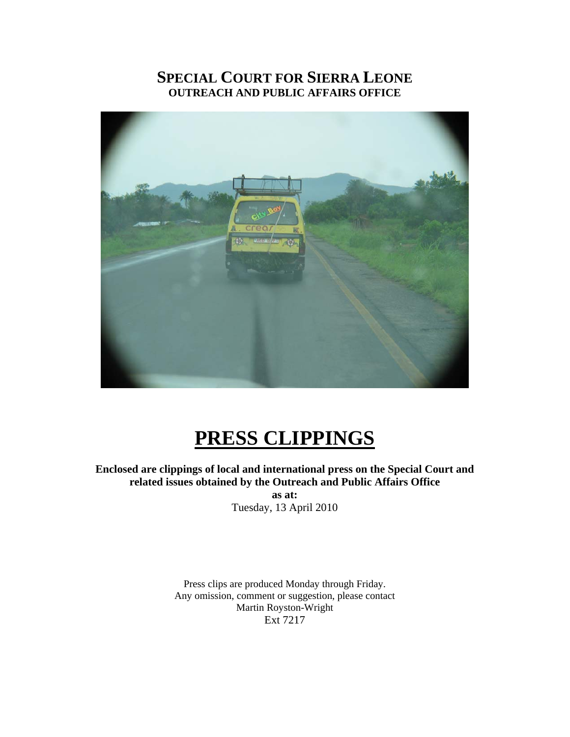# SPECIAL COURT FOR SIERRA LEONE
## OUTREACH AND PUBLIC AFFAIRS OFFICE

# PRESS CLIPPINGS

**Enclosed are clippings of local and international press on the Special Court and related issues obtained by the Outreach and Public Affairs Office**
**as at:**
Tuesday, 13 April 2010

Press clips are produced Monday through Friday.
Any omission, comment or suggestion, please contact
Martin Royston-Wright
Ext 7217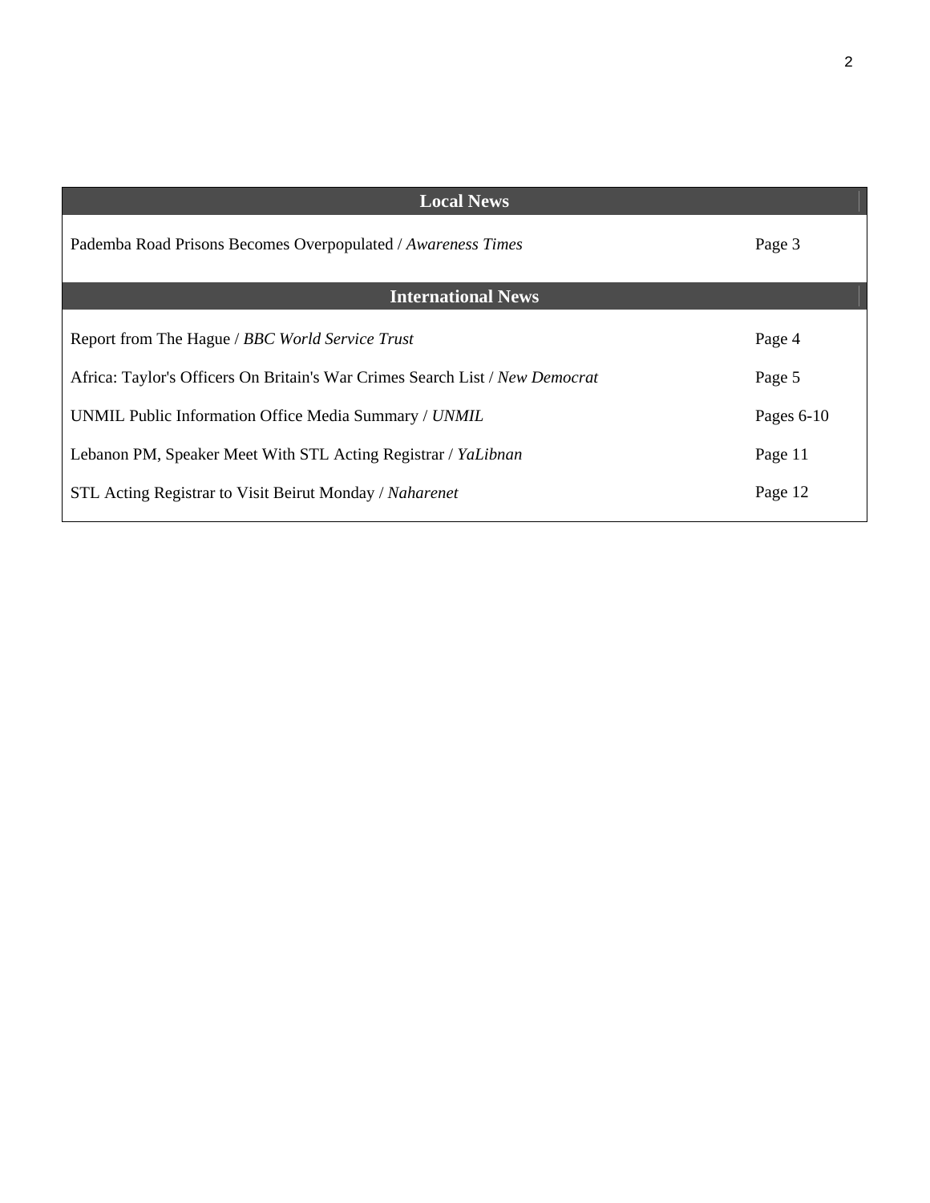## Local News

| | |
|---|---|
| Pademba Road Prisons Becomes Overpopulated / *Awareness Times* | Page 3 |

## International News

| | |
|---|---|
| Report from The Hague / *BBC World Service Trust* | Page 4 |
| Africa: Taylor's Officers On Britain's War Crimes Search List / *New Democrat* | Page 5 |
| UNMIL Public Information Office Media Summary / *UNMIL* | Pages 6-10 |
| Lebanon PM, Speaker Meet With STL Acting Registrar / *YaLibnan* | Page 11 |
| STL Acting Registrar to Visit Beirut Monday / *Naharenet* | Page 12 |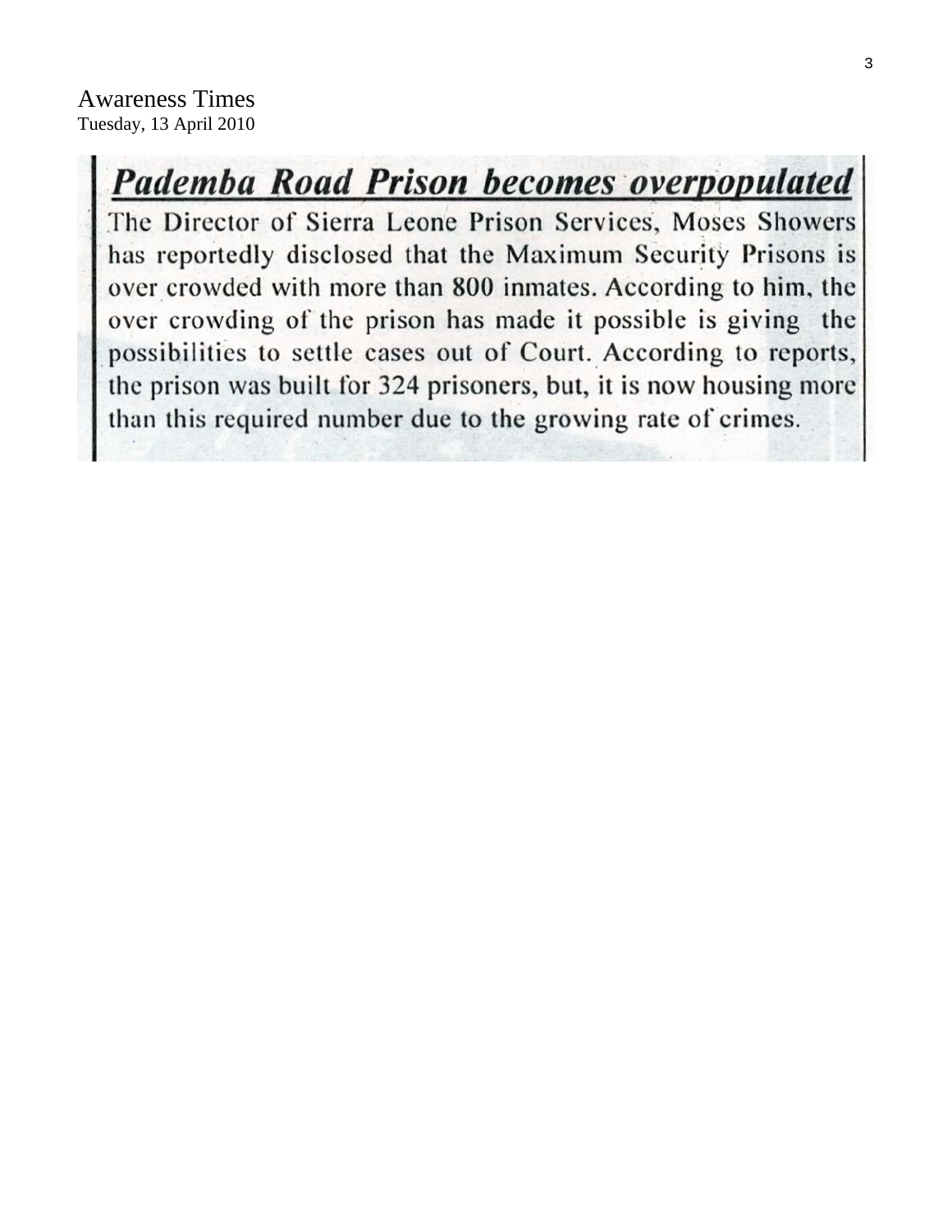Awareness Times
Tuesday, 13 April 2010

## ***Pademba Road Prison becomes overpopulated***

The Director of Sierra Leone Prison Services, Moses Showers has reportedly disclosed that the Maximum Security Prisons is over crowded with more than 800 inmates. According to him, the over crowding of the prison has made it possible is giving the possibilities to settle cases out of Court. According to reports, the prison was built for 324 prisoners, but, it is now housing more than this required number due to the growing rate of crimes.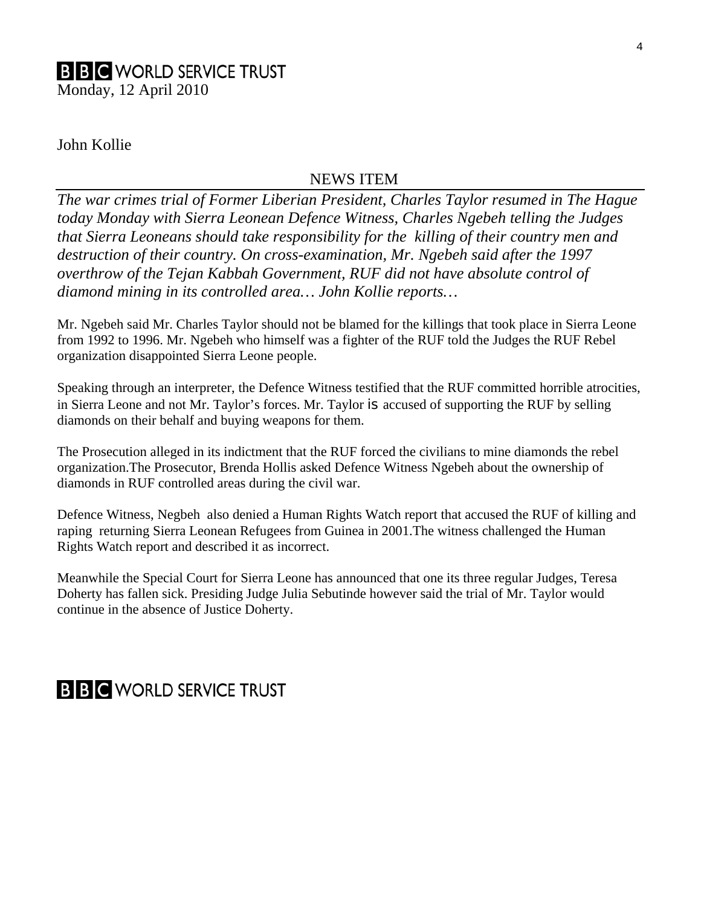**BBC WORLD SERVICE TRUST**

Monday, 12 April 2010

John Kollie

NEWS ITEM

*The war crimes trial of Former Liberian President, Charles Taylor resumed in The Hague today Monday with Sierra Leonean Defence Witness, Charles Ngebeh telling the Judges that Sierra Leoneans should take responsibility for the killing of their country men and destruction of their country. On cross-examination, Mr. Ngebeh said after the 1997 overthrow of the Tejan Kabbah Government, RUF did not have absolute control of diamond mining in its controlled area… John Kollie reports…*

Mr. Ngebeh said Mr. Charles Taylor should not be blamed for the killings that took place in Sierra Leone from 1992 to 1996. Mr. Ngebeh who himself was a fighter of the RUF told the Judges the RUF Rebel organization disappointed Sierra Leone people.

Speaking through an interpreter, the Defence Witness testified that the RUF committed horrible atrocities, in Sierra Leone and not Mr. Taylor's forces. Mr. Taylor is accused of supporting the RUF by selling diamonds on their behalf and buying weapons for them.

The Prosecution alleged in its indictment that the RUF forced the civilians to mine diamonds the rebel organization.The Prosecutor, Brenda Hollis asked Defence Witness Ngebeh about the ownership of diamonds in RUF controlled areas during the civil war.

Defence Witness, Negbeh also denied a Human Rights Watch report that accused the RUF of killing and raping returning Sierra Leonean Refugees from Guinea in 2001.The witness challenged the Human Rights Watch report and described it as incorrect.

Meanwhile the Special Court for Sierra Leone has announced that one its three regular Judges, Teresa Doherty has fallen sick. Presiding Judge Julia Sebutinde however said the trial of Mr. Taylor would continue in the absence of Justice Doherty.

**BBC WORLD SERVICE TRUST**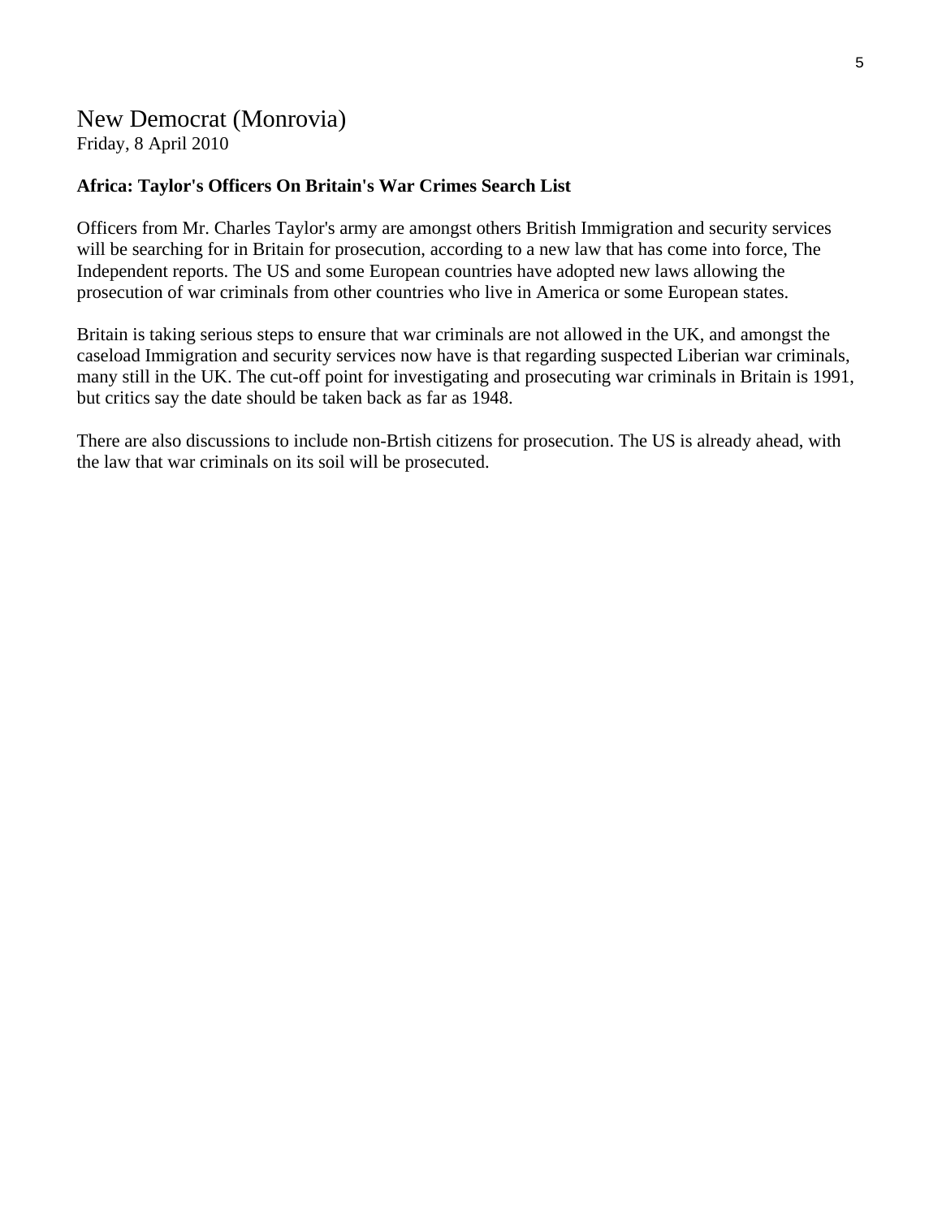# New Democrat (Monrovia)

Friday, 8 April 2010

**Africa: Taylor's Officers On Britain's War Crimes Search List**

Officers from Mr. Charles Taylor's army are amongst others British Immigration and security services will be searching for in Britain for prosecution, according to a new law that has come into force, The Independent reports. The US and some European countries have adopted new laws allowing the prosecution of war criminals from other countries who live in America or some European states.

Britain is taking serious steps to ensure that war criminals are not allowed in the UK, and amongst the caseload Immigration and security services now have is that regarding suspected Liberian war criminals, many still in the UK. The cut-off point for investigating and prosecuting war criminals in Britain is 1991, but critics say the date should be taken back as far as 1948.

There are also discussions to include non-Brtish citizens for prosecution. The US is already ahead, with the law that war criminals on its soil will be prosecuted.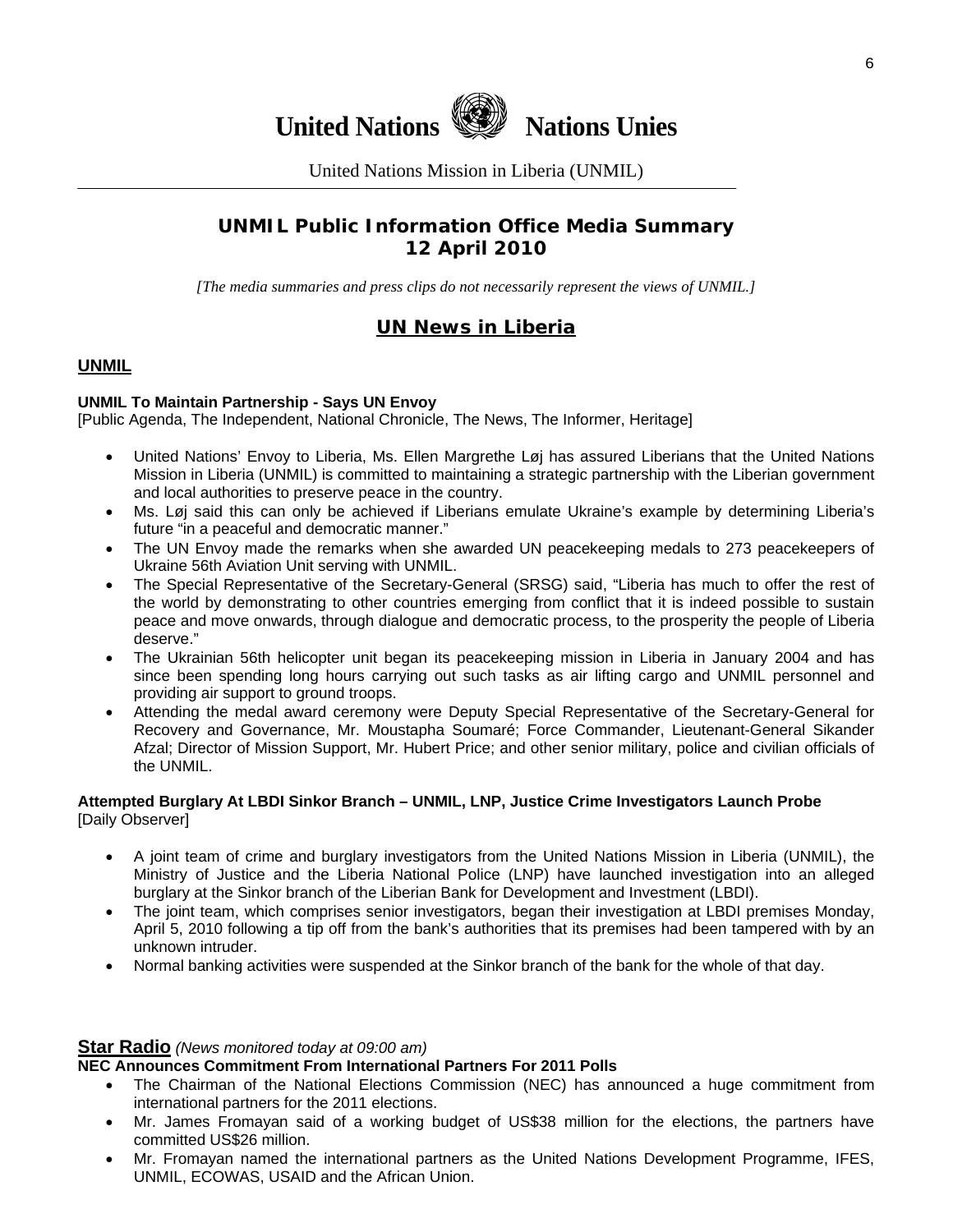# United Nations Nations Unies

United Nations Mission in Liberia (UNMIL)

## UNMIL Public Information Office Media Summary
## 12 April 2010

*[The media summaries and press clips do not necessarily represent the views of UNMIL.]*

## UN News in Liberia

### UNMIL

**UNMIL To Maintain Partnership - Says UN Envoy**
[Public Agenda, The Independent, National Chronicle, The News, The Informer, Heritage]

- United Nations' Envoy to Liberia, Ms. Ellen Margrethe Løj has assured Liberians that the United Nations Mission in Liberia (UNMIL) is committed to maintaining a strategic partnership with the Liberian government and local authorities to preserve peace in the country.
- Ms. Løj said this can only be achieved if Liberians emulate Ukraine's example by determining Liberia's future "in a peaceful and democratic manner."
- The UN Envoy made the remarks when she awarded UN peacekeeping medals to 273 peacekeepers of Ukraine 56th Aviation Unit serving with UNMIL.
- The Special Representative of the Secretary-General (SRSG) said, "Liberia has much to offer the rest of the world by demonstrating to other countries emerging from conflict that it is indeed possible to sustain peace and move onwards, through dialogue and democratic process, to the prosperity the people of Liberia deserve."
- The Ukrainian 56th helicopter unit began its peacekeeping mission in Liberia in January 2004 and has since been spending long hours carrying out such tasks as air lifting cargo and UNMIL personnel and providing air support to ground troops.
- Attending the medal award ceremony were Deputy Special Representative of the Secretary-General for Recovery and Governance, Mr. Moustapha Soumaré; Force Commander, Lieutenant-General Sikander Afzal; Director of Mission Support, Mr. Hubert Price; and other senior military, police and civilian officials of the UNMIL.

**Attempted Burglary At LBDI Sinkor Branch – UNMIL, LNP, Justice Crime Investigators Launch Probe**
[Daily Observer]

- A joint team of crime and burglary investigators from the United Nations Mission in Liberia (UNMIL), the Ministry of Justice and the Liberia National Police (LNP) have launched investigation into an alleged burglary at the Sinkor branch of the Liberian Bank for Development and Investment (LBDI).
- The joint team, which comprises senior investigators, began their investigation at LBDI premises Monday, April 5, 2010 following a tip off from the bank's authorities that its premises had been tampered with by an unknown intruder.
- Normal banking activities were suspended at the Sinkor branch of the bank for the whole of that day.

### Star Radio *(News monitored today at 09:00 am)*

**NEC Announces Commitment From International Partners For 2011 Polls**

- The Chairman of the National Elections Commission (NEC) has announced a huge commitment from international partners for the 2011 elections.
- Mr. James Fromayan said of a working budget of US$38 million for the elections, the partners have committed US$26 million.
- Mr. Fromayan named the international partners as the United Nations Development Programme, IFES, UNMIL, ECOWAS, USAID and the African Union.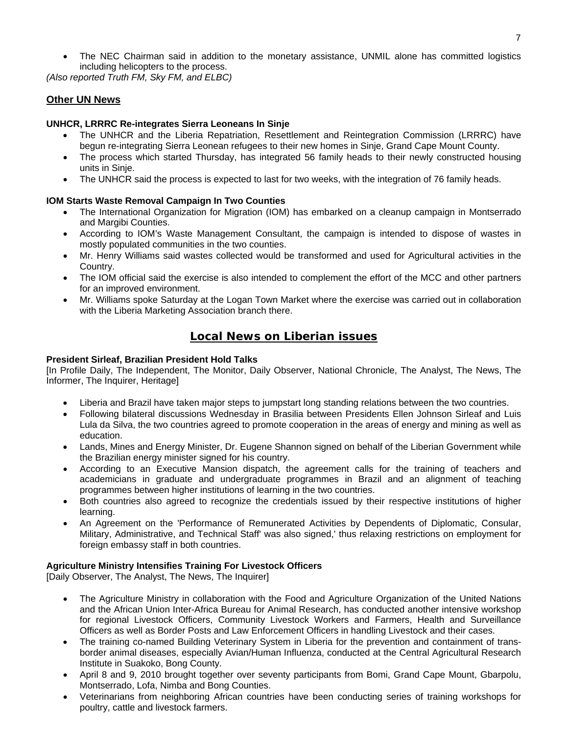- The NEC Chairman said in addition to the monetary assistance, UNMIL alone has committed logistics including helicopters to the process.

*(Also reported Truth FM, Sky FM, and ELBC)*

## Other UN News

### UNHCR, LRRRC Re-integrates Sierra Leoneans In Sinje

- The UNHCR and the Liberia Repatriation, Resettlement and Reintegration Commission (LRRRC) have begun re-integrating Sierra Leonean refugees to their new homes in Sinje, Grand Cape Mount County.
- The process which started Thursday, has integrated 56 family heads to their newly constructed housing units in Sinje.
- The UNHCR said the process is expected to last for two weeks, with the integration of 76 family heads.

### IOM Starts Waste Removal Campaign In Two Counties

- The International Organization for Migration (IOM) has embarked on a cleanup campaign in Montserrado and Margibi Counties.
- According to IOM's Waste Management Consultant, the campaign is intended to dispose of wastes in mostly populated communities in the two counties.
- Mr. Henry Williams said wastes collected would be transformed and used for Agricultural activities in the Country.
- The IOM official said the exercise is also intended to complement the effort of the MCC and other partners for an improved environment.
- Mr. Williams spoke Saturday at the Logan Town Market where the exercise was carried out in collaboration with the Liberia Marketing Association branch there.

# Local News on Liberian issues

### President Sirleaf, Brazilian President Hold Talks

[In Profile Daily, The Independent, The Monitor, Daily Observer, National Chronicle, The Analyst, The News, The Informer, The Inquirer, Heritage]

- Liberia and Brazil have taken major steps to jumpstart long standing relations between the two countries.
- Following bilateral discussions Wednesday in Brasilia between Presidents Ellen Johnson Sirleaf and Luis Lula da Silva, the two countries agreed to promote cooperation in the areas of energy and mining as well as education.
- Lands, Mines and Energy Minister, Dr. Eugene Shannon signed on behalf of the Liberian Government while the Brazilian energy minister signed for his country.
- According to an Executive Mansion dispatch, the agreement calls for the training of teachers and academicians in graduate and undergraduate programmes in Brazil and an alignment of teaching programmes between higher institutions of learning in the two countries.
- Both countries also agreed to recognize the credentials issued by their respective institutions of higher learning.
- An Agreement on the 'Performance of Remunerated Activities by Dependents of Diplomatic, Consular, Military, Administrative, and Technical Staff' was also signed,' thus relaxing restrictions on employment for foreign embassy staff in both countries.

### Agriculture Ministry Intensifies Training For Livestock Officers

[Daily Observer, The Analyst, The News, The Inquirer]

- The Agriculture Ministry in collaboration with the Food and Agriculture Organization of the United Nations and the African Union Inter-Africa Bureau for Animal Research, has conducted another intensive workshop for regional Livestock Officers, Community Livestock Workers and Farmers, Health and Surveillance Officers as well as Border Posts and Law Enforcement Officers in handling Livestock and their cases.
- The training co-named Building Veterinary System in Liberia for the prevention and containment of trans-border animal diseases, especially Avian/Human Influenza, conducted at the Central Agricultural Research Institute in Suakoko, Bong County.
- April 8 and 9, 2010 brought together over seventy participants from Bomi, Grand Cape Mount, Gbarpolu, Montserrado, Lofa, Nimba and Bong Counties.
- Veterinarians from neighboring African countries have been conducting series of training workshops for poultry, cattle and livestock farmers.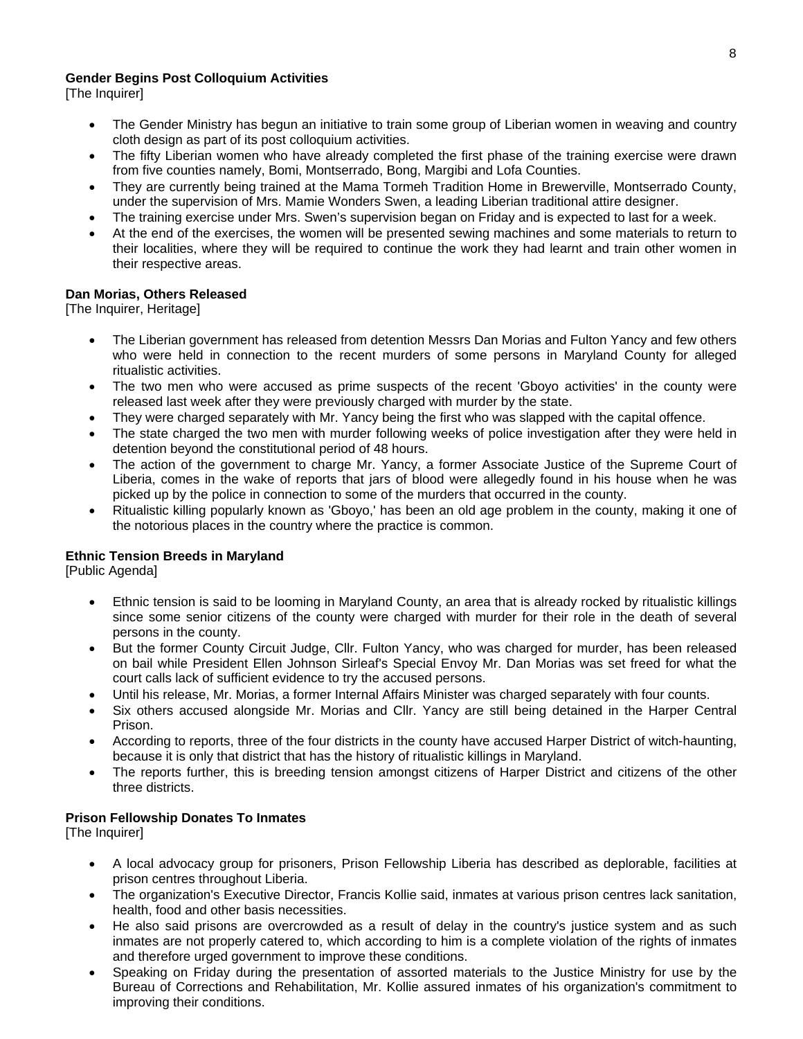**Gender Begins Post Colloquium Activities**
[The Inquirer]

- The Gender Ministry has begun an initiative to train some group of Liberian women in weaving and country cloth design as part of its post colloquium activities.
- The fifty Liberian women who have already completed the first phase of the training exercise were drawn from five counties namely, Bomi, Montserrado, Bong, Margibi and Lofa Counties.
- They are currently being trained at the Mama Tormeh Tradition Home in Brewerville, Montserrado County, under the supervision of Mrs. Mamie Wonders Swen, a leading Liberian traditional attire designer.
- The training exercise under Mrs. Swen's supervision began on Friday and is expected to last for a week.
- At the end of the exercises, the women will be presented sewing machines and some materials to return to their localities, where they will be required to continue the work they had learnt and train other women in their respective areas.

**Dan Morias, Others Released**
[The Inquirer, Heritage]

- The Liberian government has released from detention Messrs Dan Morias and Fulton Yancy and few others who were held in connection to the recent murders of some persons in Maryland County for alleged ritualistic activities.
- The two men who were accused as prime suspects of the recent 'Gboyo activities' in the county were released last week after they were previously charged with murder by the state.
- They were charged separately with Mr. Yancy being the first who was slapped with the capital offence.
- The state charged the two men with murder following weeks of police investigation after they were held in detention beyond the constitutional period of 48 hours.
- The action of the government to charge Mr. Yancy, a former Associate Justice of the Supreme Court of Liberia, comes in the wake of reports that jars of blood were allegedly found in his house when he was picked up by the police in connection to some of the murders that occurred in the county.
- Ritualistic killing popularly known as 'Gboyo,' has been an old age problem in the county, making it one of the notorious places in the country where the practice is common.

**Ethnic Tension Breeds in Maryland**
[Public Agenda]

- Ethnic tension is said to be looming in Maryland County, an area that is already rocked by ritualistic killings since some senior citizens of the county were charged with murder for their role in the death of several persons in the county.
- But the former County Circuit Judge, Cllr. Fulton Yancy, who was charged for murder, has been released on bail while President Ellen Johnson Sirleaf's Special Envoy Mr. Dan Morias was set freed for what the court calls lack of sufficient evidence to try the accused persons.
- Until his release, Mr. Morias, a former Internal Affairs Minister was charged separately with four counts.
- Six others accused alongside Mr. Morias and Cllr. Yancy are still being detained in the Harper Central Prison.
- According to reports, three of the four districts in the county have accused Harper District of witch-haunting, because it is only that district that has the history of ritualistic killings in Maryland.
- The reports further, this is breeding tension amongst citizens of Harper District and citizens of the other three districts.

**Prison Fellowship Donates To Inmates**
[The Inquirer]

- A local advocacy group for prisoners, Prison Fellowship Liberia has described as deplorable, facilities at prison centres throughout Liberia.
- The organization's Executive Director, Francis Kollie said, inmates at various prison centres lack sanitation, health, food and other basis necessities.
- He also said prisons are overcrowded as a result of delay in the country's justice system and as such inmates are not properly catered to, which according to him is a complete violation of the rights of inmates and therefore urged government to improve these conditions.
- Speaking on Friday during the presentation of assorted materials to the Justice Ministry for use by the Bureau of Corrections and Rehabilitation, Mr. Kollie assured inmates of his organization's commitment to improving their conditions.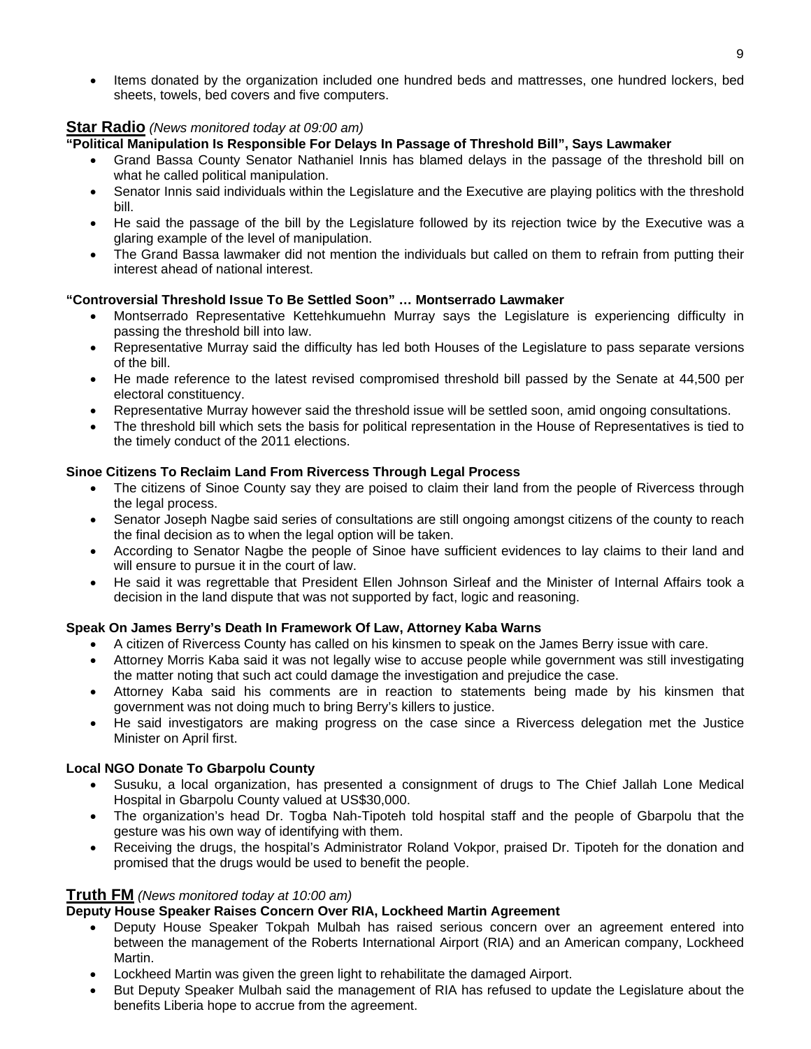- Items donated by the organization included one hundred beds and mattresses, one hundred lockers, bed sheets, towels, bed covers and five computers.

## **Star Radio** *(News monitored today at 09:00 am)*

**"Political Manipulation Is Responsible For Delays In Passage of Threshold Bill", Says Lawmaker**

- Grand Bassa County Senator Nathaniel Innis has blamed delays in the passage of the threshold bill on what he called political manipulation.
- Senator Innis said individuals within the Legislature and the Executive are playing politics with the threshold bill.
- He said the passage of the bill by the Legislature followed by its rejection twice by the Executive was a glaring example of the level of manipulation.
- The Grand Bassa lawmaker did not mention the individuals but called on them to refrain from putting their interest ahead of national interest.

**"Controversial Threshold Issue To Be Settled Soon" … Montserrado Lawmaker**

- Montserrado Representative Kettehkumuehn Murray says the Legislature is experiencing difficulty in passing the threshold bill into law.
- Representative Murray said the difficulty has led both Houses of the Legislature to pass separate versions of the bill.
- He made reference to the latest revised compromised threshold bill passed by the Senate at 44,500 per electoral constituency.
- Representative Murray however said the threshold issue will be settled soon, amid ongoing consultations.
- The threshold bill which sets the basis for political representation in the House of Representatives is tied to the timely conduct of the 2011 elections.

**Sinoe Citizens To Reclaim Land From Rivercess Through Legal Process**

- The citizens of Sinoe County say they are poised to claim their land from the people of Rivercess through the legal process.
- Senator Joseph Nagbe said series of consultations are still ongoing amongst citizens of the county to reach the final decision as to when the legal option will be taken.
- According to Senator Nagbe the people of Sinoe have sufficient evidences to lay claims to their land and will ensure to pursue it in the court of law.
- He said it was regrettable that President Ellen Johnson Sirleaf and the Minister of Internal Affairs took a decision in the land dispute that was not supported by fact, logic and reasoning.

**Speak On James Berry's Death In Framework Of Law, Attorney Kaba Warns**

- A citizen of Rivercess County has called on his kinsmen to speak on the James Berry issue with care.
- Attorney Morris Kaba said it was not legally wise to accuse people while government was still investigating the matter noting that such act could damage the investigation and prejudice the case.
- Attorney Kaba said his comments are in reaction to statements being made by his kinsmen that government was not doing much to bring Berry's killers to justice.
- He said investigators are making progress on the case since a Rivercess delegation met the Justice Minister on April first.

**Local NGO Donate To Gbarpolu County**

- Susuku, a local organization, has presented a consignment of drugs to The Chief Jallah Lone Medical Hospital in Gbarpolu County valued at US$30,000.
- The organization's head Dr. Togba Nah-Tipoteh told hospital staff and the people of Gbarpolu that the gesture was his own way of identifying with them.
- Receiving the drugs, the hospital's Administrator Roland Vokpor, praised Dr. Tipoteh for the donation and promised that the drugs would be used to benefit the people.

## **Truth FM** *(News monitored today at 10:00 am)*

**Deputy House Speaker Raises Concern Over RIA, Lockheed Martin Agreement**

- Deputy House Speaker Tokpah Mulbah has raised serious concern over an agreement entered into between the management of the Roberts International Airport (RIA) and an American company, Lockheed Martin.
- Lockheed Martin was given the green light to rehabilitate the damaged Airport.
- But Deputy Speaker Mulbah said the management of RIA has refused to update the Legislature about the benefits Liberia hope to accrue from the agreement.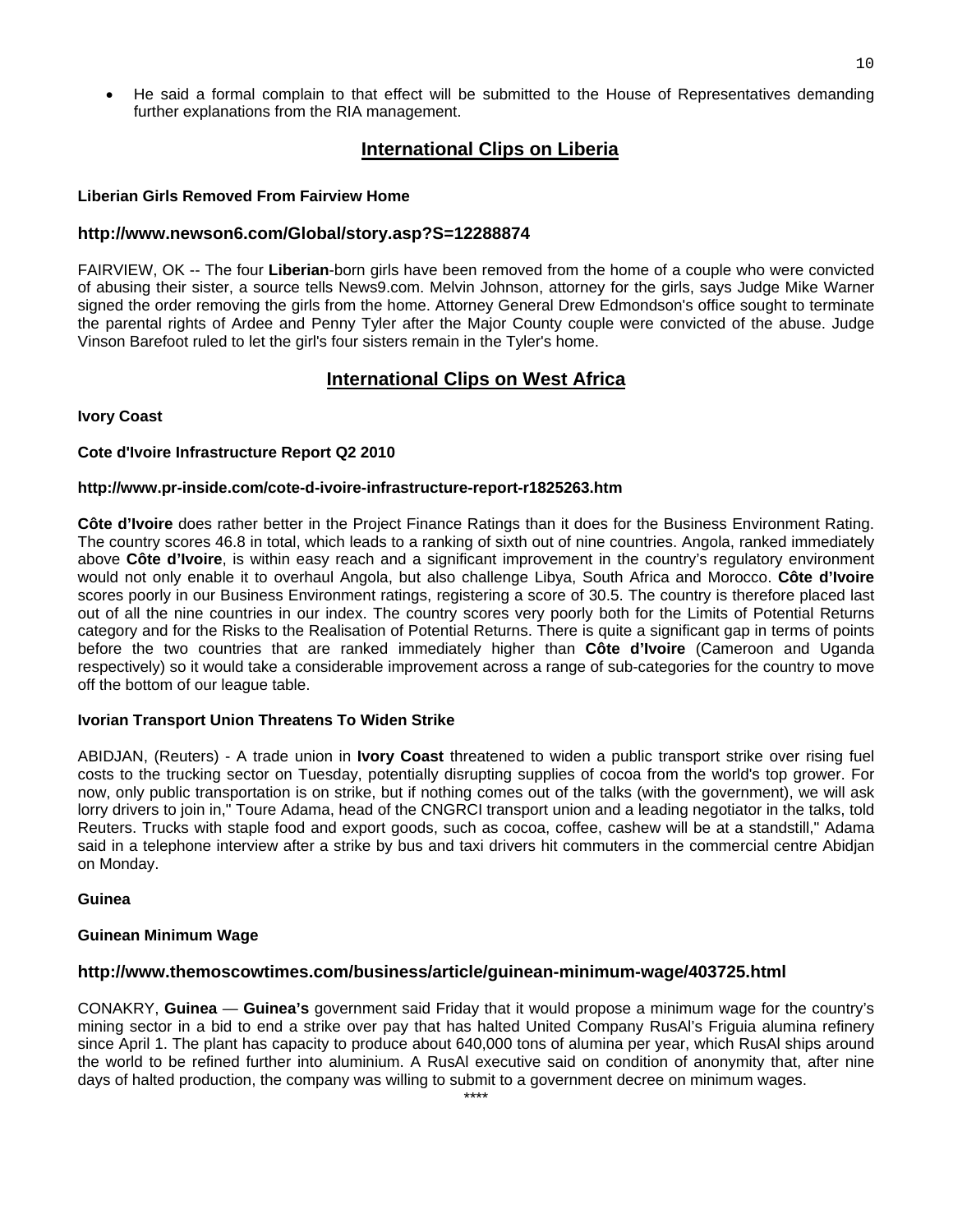- He said a formal complain to that effect will be submitted to the House of Representatives demanding further explanations from the RIA management.

## International Clips on Liberia

**Liberian Girls Removed From Fairview Home**

**http://www.newson6.com/Global/story.asp?S=12288874**

FAIRVIEW, OK -- The four **Liberian**-born girls have been removed from the home of a couple who were convicted of abusing their sister, a source tells News9.com. Melvin Johnson, attorney for the girls, says Judge Mike Warner signed the order removing the girls from the home. Attorney General Drew Edmondson's office sought to terminate the parental rights of Ardee and Penny Tyler after the Major County couple were convicted of the abuse. Judge Vinson Barefoot ruled to let the girl's four sisters remain in the Tyler's home.

## International Clips on West Africa

**Ivory Coast**

**Cote d'Ivoire Infrastructure Report Q2 2010**

**http://www.pr-inside.com/cote-d-ivoire-infrastructure-report-r1825263.htm**

**Côte d'Ivoire** does rather better in the Project Finance Ratings than it does for the Business Environment Rating. The country scores 46.8 in total, which leads to a ranking of sixth out of nine countries. Angola, ranked immediately above **Côte d'Ivoire**, is within easy reach and a significant improvement in the country's regulatory environment would not only enable it to overhaul Angola, but also challenge Libya, South Africa and Morocco. **Côte d'Ivoire** scores poorly in our Business Environment ratings, registering a score of 30.5. The country is therefore placed last out of all the nine countries in our index. The country scores very poorly both for the Limits of Potential Returns category and for the Risks to the Realisation of Potential Returns. There is quite a significant gap in terms of points before the two countries that are ranked immediately higher than **Côte d'Ivoire** (Cameroon and Uganda respectively) so it would take a considerable improvement across a range of sub-categories for the country to move off the bottom of our league table.

**Ivorian Transport Union Threatens To Widen Strike**

ABIDJAN, (Reuters) - A trade union in **Ivory Coast** threatened to widen a public transport strike over rising fuel costs to the trucking sector on Tuesday, potentially disrupting supplies of cocoa from the world's top grower. For now, only public transportation is on strike, but if nothing comes out of the talks (with the government), we will ask lorry drivers to join in," Toure Adama, head of the CNGRCI transport union and a leading negotiator in the talks, told Reuters. Trucks with staple food and export goods, such as cocoa, coffee, cashew will be at a standstill," Adama said in a telephone interview after a strike by bus and taxi drivers hit commuters in the commercial centre Abidjan on Monday.

**Guinea**

**Guinean Minimum Wage**

**http://www.themoscowtimes.com/business/article/guinean-minimum-wage/403725.html**

CONAKRY, **Guinea** — **Guinea's** government said Friday that it would propose a minimum wage for the country's mining sector in a bid to end a strike over pay that has halted United Company RusAl's Friguia alumina refinery since April 1. The plant has capacity to produce about 640,000 tons of alumina per year, which RusAl ships around the world to be refined further into aluminium. A RusAl executive said on condition of anonymity that, after nine days of halted production, the company was willing to submit to a government decree on minimum wages.

****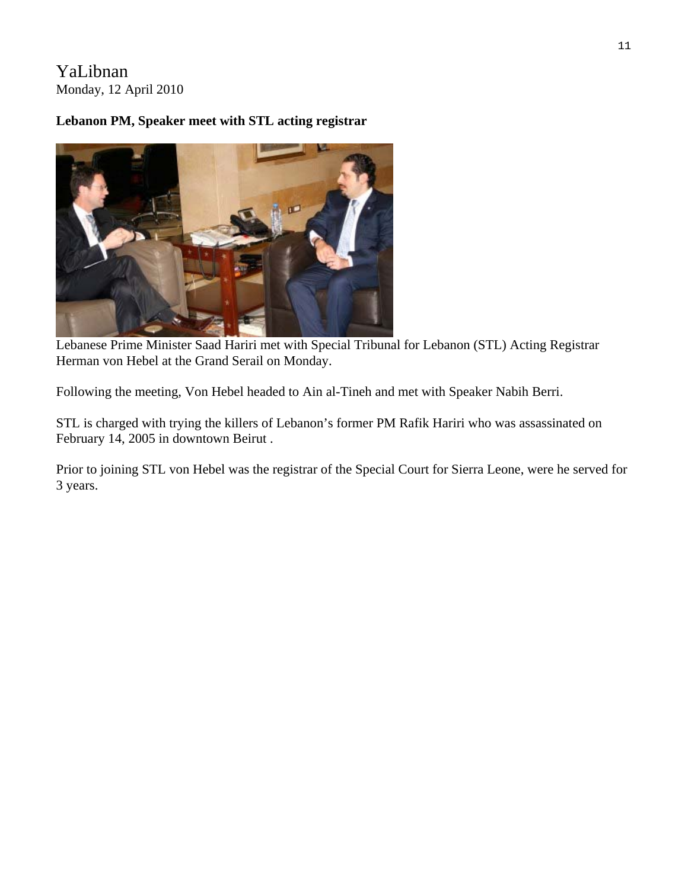YaLibnan
Monday, 12 April 2010

**Lebanon PM, Speaker meet with STL acting registrar**

Lebanese Prime Minister Saad Hariri met with Special Tribunal for Lebanon (STL) Acting Registrar Herman von Hebel at the Grand Serail on Monday.

Following the meeting, Von Hebel headed to Ain al-Tineh and met with Speaker Nabih Berri.

STL is charged with trying the killers of Lebanon's former PM Rafik Hariri who was assassinated on February 14, 2005 in downtown Beirut .

Prior to joining STL von Hebel was the registrar of the Special Court for Sierra Leone, were he served for 3 years.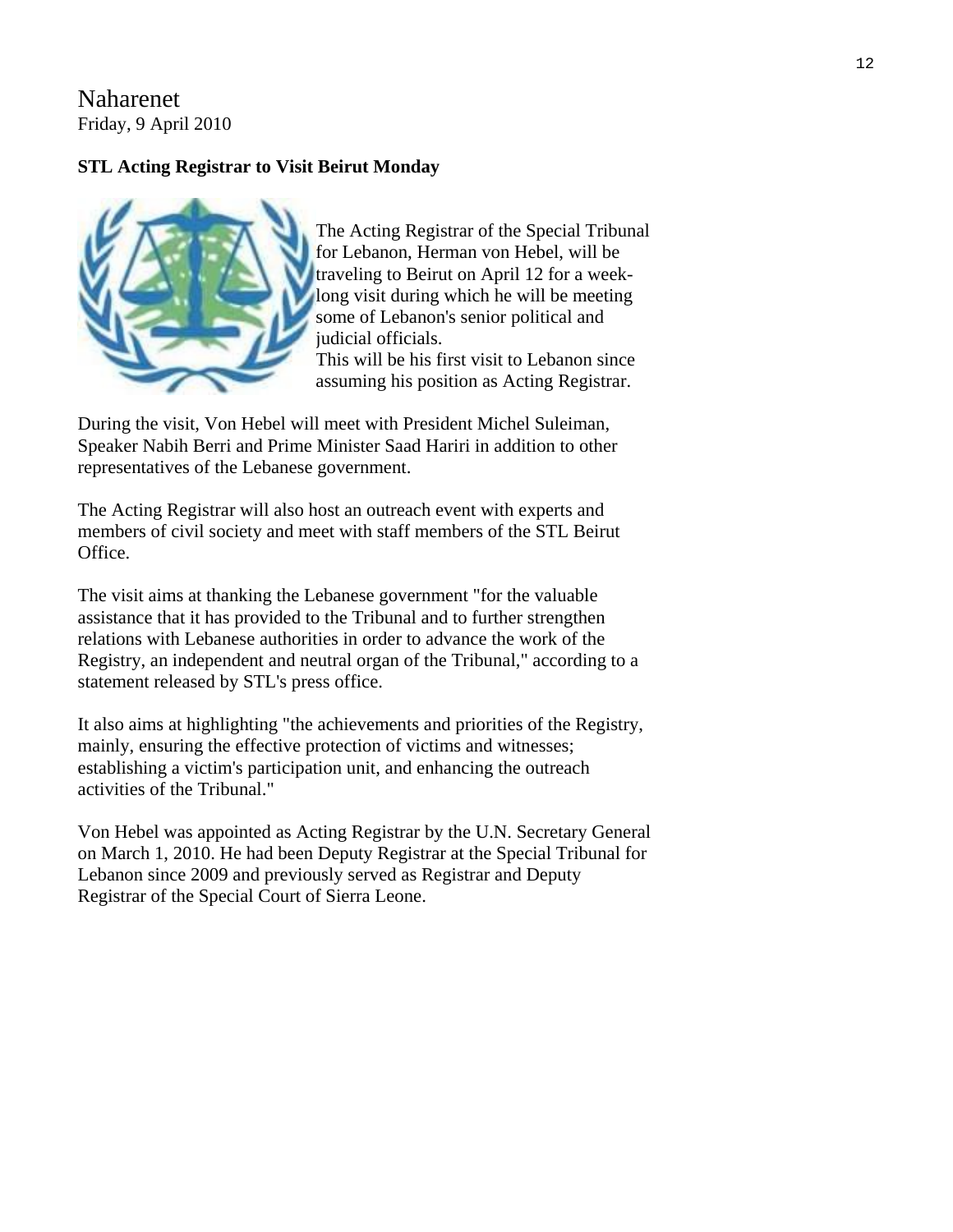Naharenet

Friday, 9 April 2010

**STL Acting Registrar to Visit Beirut Monday**

The Acting Registrar of the Special Tribunal for Lebanon, Herman von Hebel, will be traveling to Beirut on April 12 for a week-long visit during which he will be meeting some of Lebanon's senior political and judicial officials.

This will be his first visit to Lebanon since assuming his position as Acting Registrar.

During the visit, Von Hebel will meet with President Michel Suleiman, Speaker Nabih Berri and Prime Minister Saad Hariri in addition to other representatives of the Lebanese government.

The Acting Registrar will also host an outreach event with experts and members of civil society and meet with staff members of the STL Beirut Office.

The visit aims at thanking the Lebanese government "for the valuable assistance that it has provided to the Tribunal and to further strengthen relations with Lebanese authorities in order to advance the work of the Registry, an independent and neutral organ of the Tribunal," according to a statement released by STL's press office.

It also aims at highlighting "the achievements and priorities of the Registry, mainly, ensuring the effective protection of victims and witnesses; establishing a victim's participation unit, and enhancing the outreach activities of the Tribunal."

Von Hebel was appointed as Acting Registrar by the U.N. Secretary General on March 1, 2010. He had been Deputy Registrar at the Special Tribunal for Lebanon since 2009 and previously served as Registrar and Deputy Registrar of the Special Court of Sierra Leone.